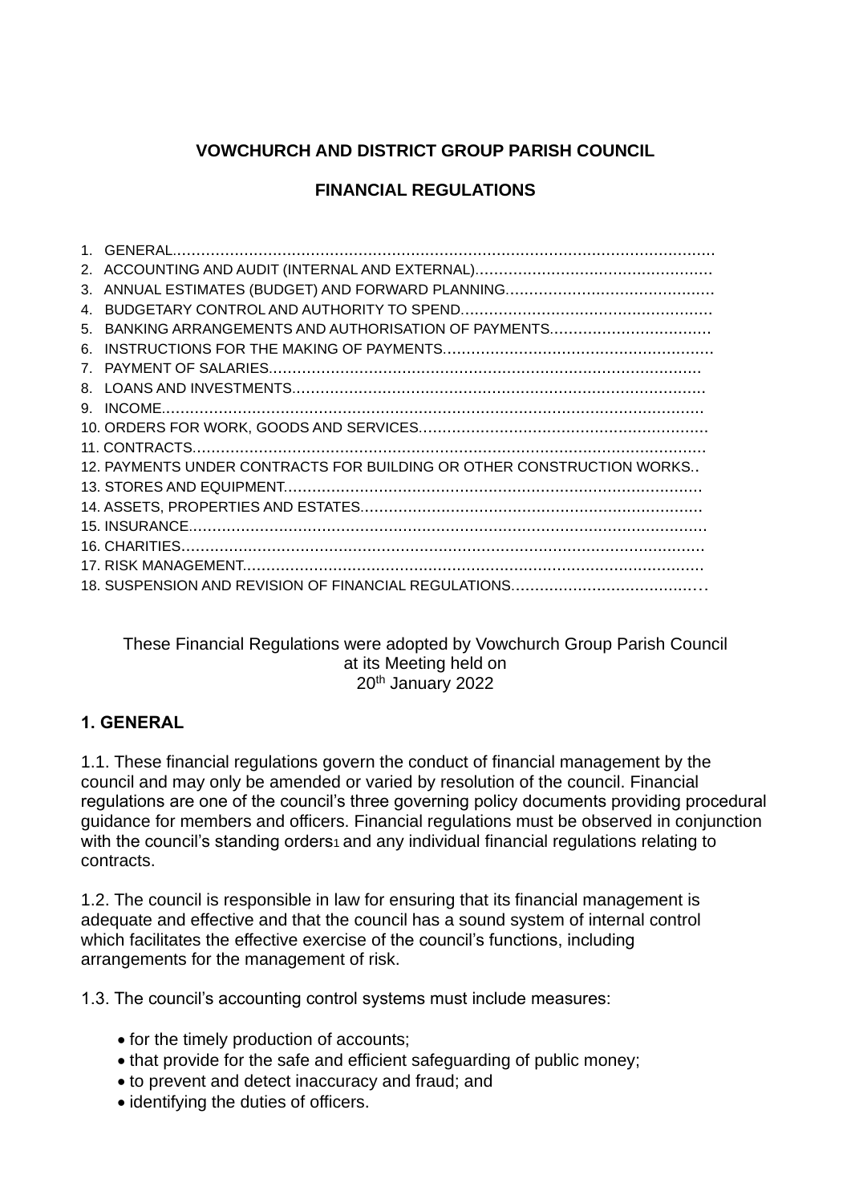# VOWCHURCH AND DISTRICT GROUP PARISH COUNCIL

## FINANCIAL REGULATIONS

1. GENERAL
2. ACCOUNTING AND AUDIT (INTERNAL AND EXTERNAL)
3. ANNUAL ESTIMATES (BUDGET) AND FORWARD PLANNING
4. BUDGETARY CONTROL AND AUTHORITY TO SPEND
5. BANKING ARRANGEMENTS AND AUTHORISATION OF PAYMENTS
6. INSTRUCTIONS FOR THE MAKING OF PAYMENTS
7. PAYMENT OF SALARIES
8. LOANS AND INVESTMENTS
9. INCOME
10. ORDERS FOR WORK, GOODS AND SERVICES
11. CONTRACTS
12. PAYMENTS UNDER CONTRACTS FOR BUILDING OR OTHER CONSTRUCTION WORKS
13. STORES AND EQUIPMENT
14. ASSETS, PROPERTIES AND ESTATES
15. INSURANCE
16. CHARITIES
17. RISK MANAGEMENT
18. SUSPENSION AND REVISION OF FINANCIAL REGULATIONS

These Financial Regulations were adopted by Vowchurch Group Parish Council at its Meeting held on 20th January 2022

## 1. GENERAL

1.1. These financial regulations govern the conduct of financial management by the council and may only be amended or varied by resolution of the council. Financial regulations are one of the council's three governing policy documents providing procedural guidance for members and officers. Financial regulations must be observed in conjunction with the council's standing orders[1] and any individual financial regulations relating to contracts.

1.2. The council is responsible in law for ensuring that its financial management is adequate and effective and that the council has a sound system of internal control which facilitates the effective exercise of the council's functions, including arrangements for the management of risk.

1.3. The council's accounting control systems must include measures:

- for the timely production of accounts;
- that provide for the safe and efficient safeguarding of public money;
- to prevent and detect inaccuracy and fraud; and
- identifying the duties of officers.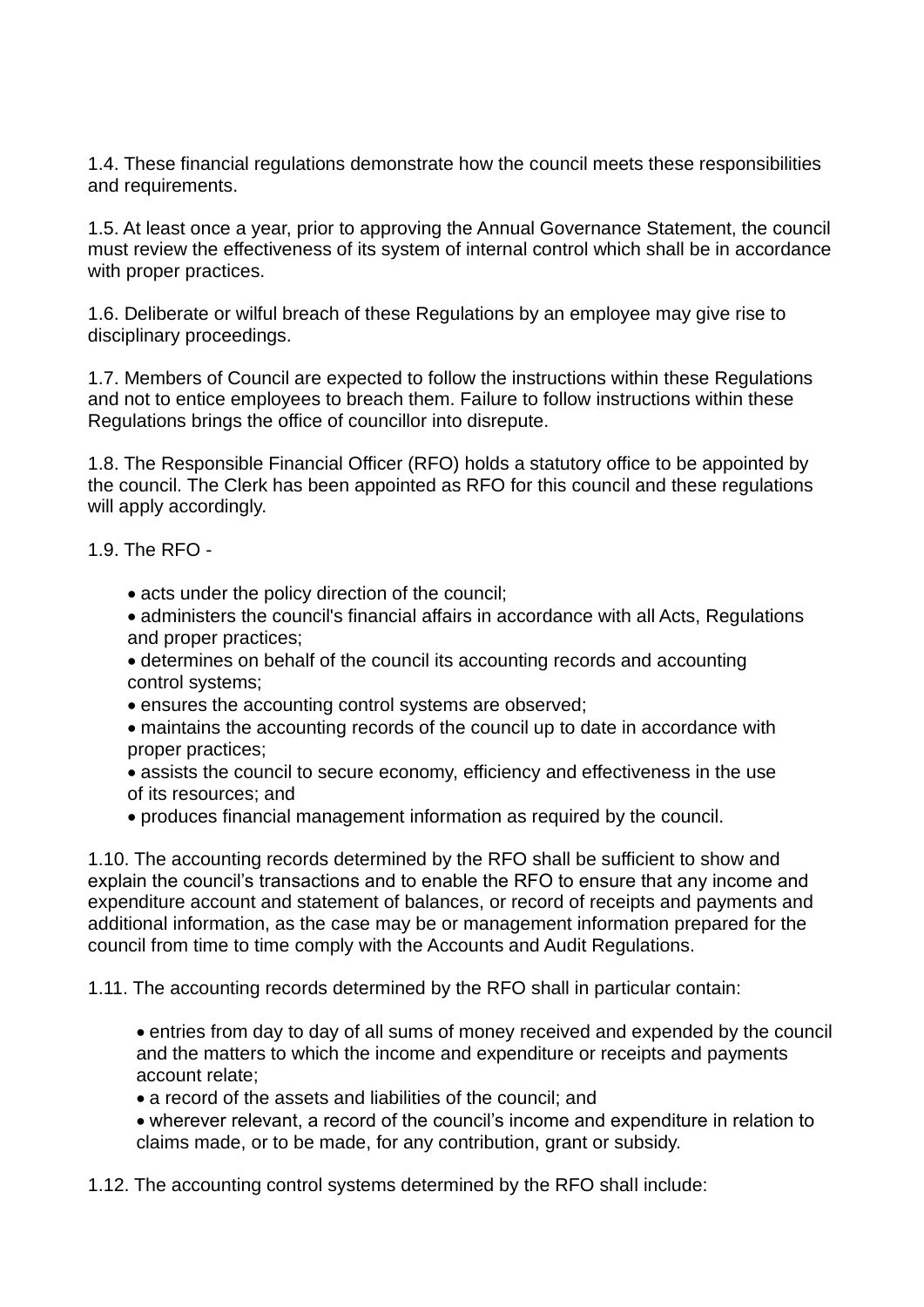1.4. These financial regulations demonstrate how the council meets these responsibilities and requirements.

1.5. At least once a year, prior to approving the Annual Governance Statement, the council must review the effectiveness of its system of internal control which shall be in accordance with proper practices.

1.6. Deliberate or wilful breach of these Regulations by an employee may give rise to disciplinary proceedings.

1.7. Members of Council are expected to follow the instructions within these Regulations and not to entice employees to breach them. Failure to follow instructions within these Regulations brings the office of councillor into disrepute.

1.8. The Responsible Financial Officer (RFO) holds a statutory office to be appointed by the council. The Clerk has been appointed as RFO for this council and these regulations will apply accordingly.

1.9. The RFO -

- acts under the policy direction of the council;
- administers the council's financial affairs in accordance with all Acts, Regulations and proper practices;
- determines on behalf of the council its accounting records and accounting control systems;
- ensures the accounting control systems are observed;
- maintains the accounting records of the council up to date in accordance with proper practices;
- assists the council to secure economy, efficiency and effectiveness in the use of its resources; and
- produces financial management information as required by the council.

1.10. The accounting records determined by the RFO shall be sufficient to show and explain the council's transactions and to enable the RFO to ensure that any income and expenditure account and statement of balances, or record of receipts and payments and additional information, as the case may be or management information prepared for the council from time to time comply with the Accounts and Audit Regulations.

1.11. The accounting records determined by the RFO shall in particular contain:

- entries from day to day of all sums of money received and expended by the council and the matters to which the income and expenditure or receipts and payments account relate;
- a record of the assets and liabilities of the council; and
- wherever relevant, a record of the council's income and expenditure in relation to claims made, or to be made, for any contribution, grant or subsidy.

1.12. The accounting control systems determined by the RFO shall include: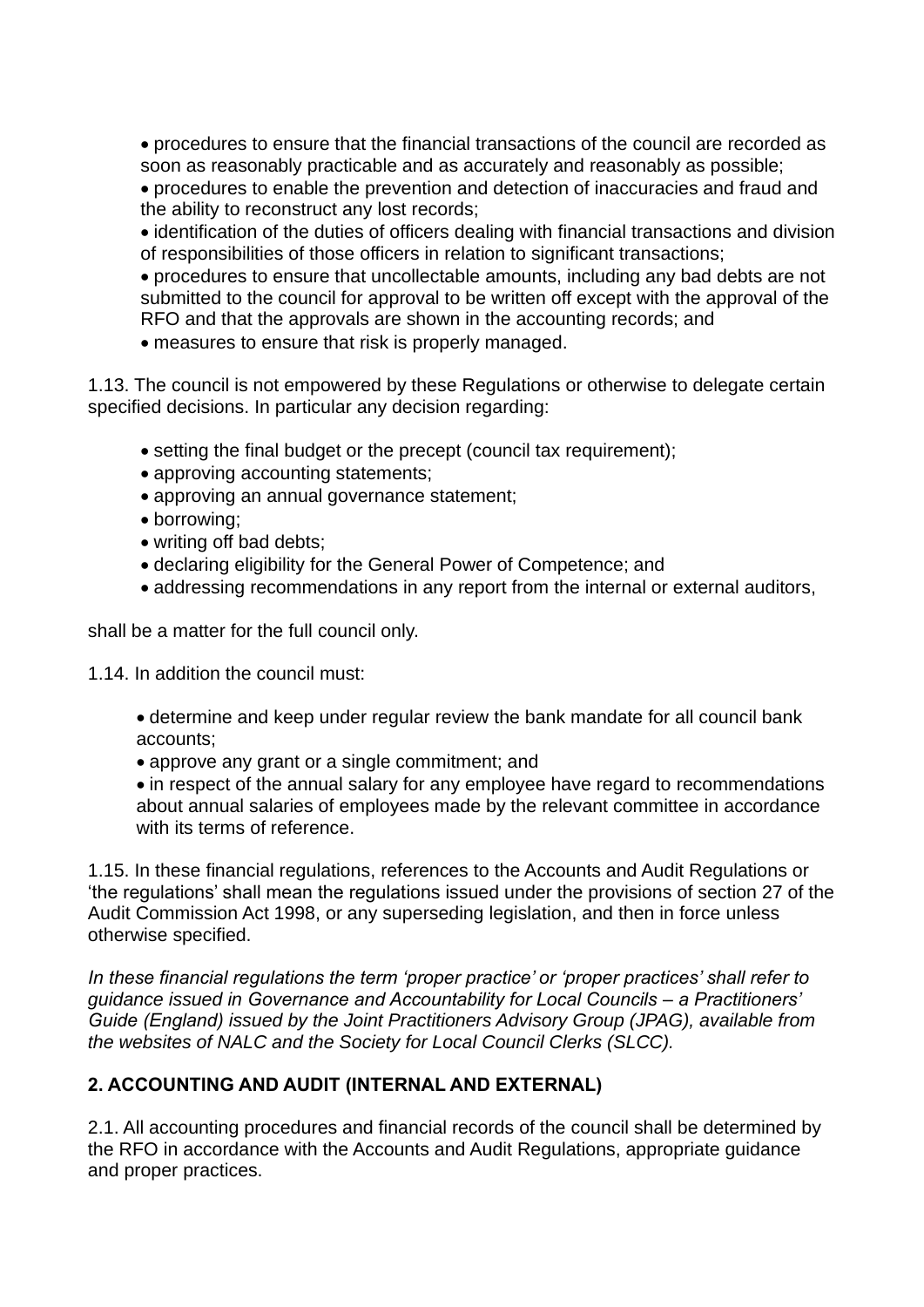- procedures to ensure that the financial transactions of the council are recorded as soon as reasonably practicable and as accurately and reasonably as possible;
- procedures to enable the prevention and detection of inaccuracies and fraud and the ability to reconstruct any lost records;
- identification of the duties of officers dealing with financial transactions and division of responsibilities of those officers in relation to significant transactions;
- procedures to ensure that uncollectable amounts, including any bad debts are not submitted to the council for approval to be written off except with the approval of the RFO and that the approvals are shown in the accounting records; and
- measures to ensure that risk is properly managed.

1.13. The council is not empowered by these Regulations or otherwise to delegate certain specified decisions. In particular any decision regarding:

- setting the final budget or the precept (council tax requirement);
- approving accounting statements;
- approving an annual governance statement;
- borrowing;
- writing off bad debts;
- declaring eligibility for the General Power of Competence; and
- addressing recommendations in any report from the internal or external auditors,

shall be a matter for the full council only.

1.14. In addition the council must:

- determine and keep under regular review the bank mandate for all council bank accounts;
- approve any grant or a single commitment; and
- in respect of the annual salary for any employee have regard to recommendations about annual salaries of employees made by the relevant committee in accordance with its terms of reference.

1.15. In these financial regulations, references to the Accounts and Audit Regulations or 'the regulations' shall mean the regulations issued under the provisions of section 27 of the Audit Commission Act 1998, or any superseding legislation, and then in force unless otherwise specified.

*In these financial regulations the term 'proper practice' or 'proper practices' shall refer to guidance issued in Governance and Accountability for Local Councils – a Practitioners' Guide (England) issued by the Joint Practitioners Advisory Group (JPAG), available from the websites of NALC and the Society for Local Council Clerks (SLCC).*

## 2. ACCOUNTING AND AUDIT (INTERNAL AND EXTERNAL)

2.1. All accounting procedures and financial records of the council shall be determined by the RFO in accordance with the Accounts and Audit Regulations, appropriate guidance and proper practices.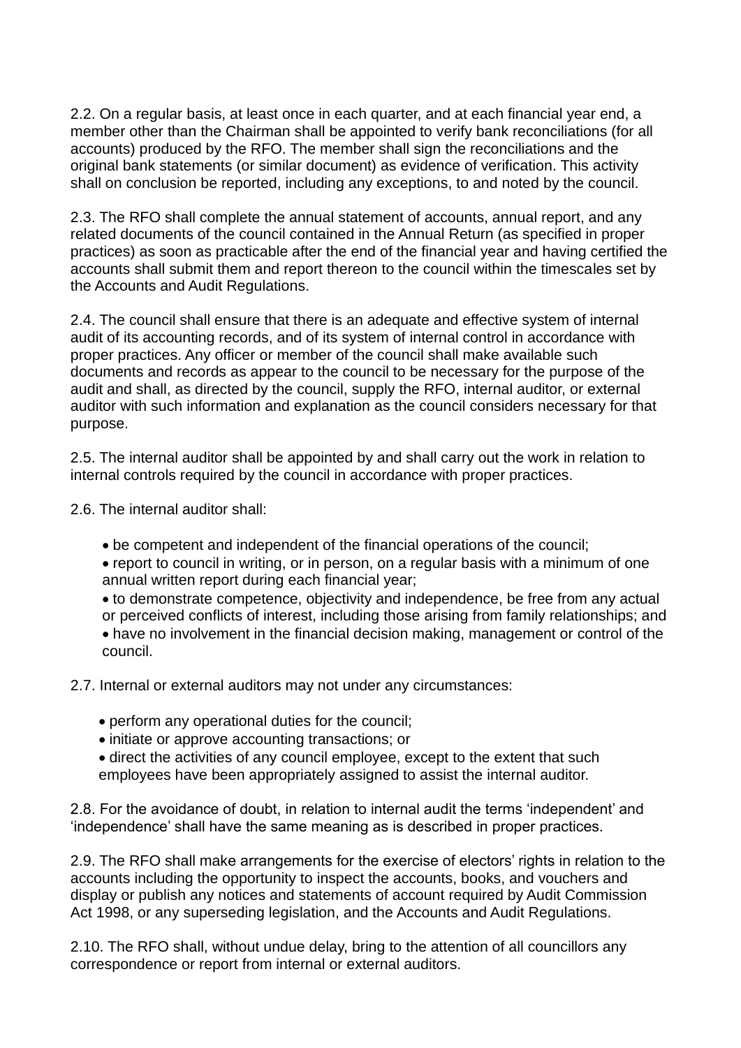2.2. On a regular basis, at least once in each quarter, and at each financial year end, a member other than the Chairman shall be appointed to verify bank reconciliations (for all accounts) produced by the RFO. The member shall sign the reconciliations and the original bank statements (or similar document) as evidence of verification. This activity shall on conclusion be reported, including any exceptions, to and noted by the council.

2.3. The RFO shall complete the annual statement of accounts, annual report, and any related documents of the council contained in the Annual Return (as specified in proper practices) as soon as practicable after the end of the financial year and having certified the accounts shall submit them and report thereon to the council within the timescales set by the Accounts and Audit Regulations.

2.4. The council shall ensure that there is an adequate and effective system of internal audit of its accounting records, and of its system of internal control in accordance with proper practices. Any officer or member of the council shall make available such documents and records as appear to the council to be necessary for the purpose of the audit and shall, as directed by the council, supply the RFO, internal auditor, or external auditor with such information and explanation as the council considers necessary for that purpose.

2.5. The internal auditor shall be appointed by and shall carry out the work in relation to internal controls required by the council in accordance with proper practices.

2.6. The internal auditor shall:

- be competent and independent of the financial operations of the council;
- report to council in writing, or in person, on a regular basis with a minimum of one annual written report during each financial year;
- to demonstrate competence, objectivity and independence, be free from any actual or perceived conflicts of interest, including those arising from family relationships; and
- have no involvement in the financial decision making, management or control of the council.

2.7. Internal or external auditors may not under any circumstances:

- perform any operational duties for the council;
- initiate or approve accounting transactions; or
- direct the activities of any council employee, except to the extent that such employees have been appropriately assigned to assist the internal auditor.

2.8. For the avoidance of doubt, in relation to internal audit the terms 'independent' and 'independence' shall have the same meaning as is described in proper practices.

2.9. The RFO shall make arrangements for the exercise of electors' rights in relation to the accounts including the opportunity to inspect the accounts, books, and vouchers and display or publish any notices and statements of account required by Audit Commission Act 1998, or any superseding legislation, and the Accounts and Audit Regulations.

2.10. The RFO shall, without undue delay, bring to the attention of all councillors any correspondence or report from internal or external auditors.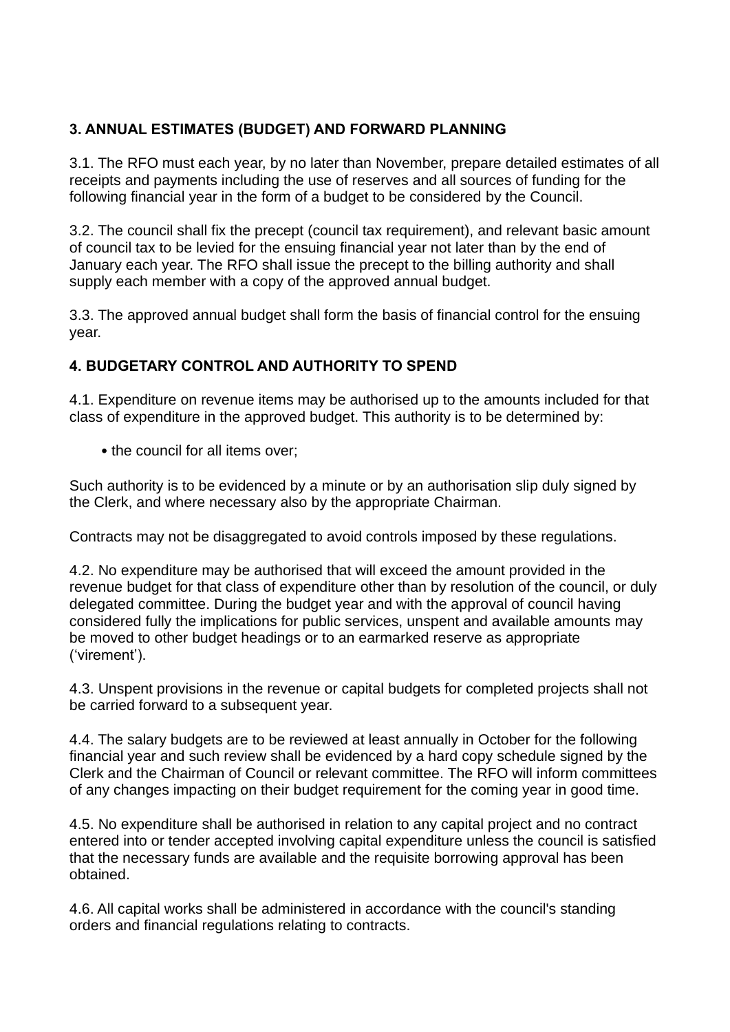### 3. ANNUAL ESTIMATES (BUDGET) AND FORWARD PLANNING

3.1. The RFO must each year, by no later than November, prepare detailed estimates of all receipts and payments including the use of reserves and all sources of funding for the following financial year in the form of a budget to be considered by the Council.

3.2. The council shall fix the precept (council tax requirement), and relevant basic amount of council tax to be levied for the ensuing financial year not later than by the end of January each year. The RFO shall issue the precept to the billing authority and shall supply each member with a copy of the approved annual budget.

3.3. The approved annual budget shall form the basis of financial control for the ensuing year.

### 4. BUDGETARY CONTROL AND AUTHORITY TO SPEND

4.1. Expenditure on revenue items may be authorised up to the amounts included for that class of expenditure in the approved budget. This authority is to be determined by:

- the council for all items over;

Such authority is to be evidenced by a minute or by an authorisation slip duly signed by the Clerk, and where necessary also by the appropriate Chairman.

Contracts may not be disaggregated to avoid controls imposed by these regulations.

4.2. No expenditure may be authorised that will exceed the amount provided in the revenue budget for that class of expenditure other than by resolution of the council, or duly delegated committee. During the budget year and with the approval of council having considered fully the implications for public services, unspent and available amounts may be moved to other budget headings or to an earmarked reserve as appropriate ('virement').

4.3. Unspent provisions in the revenue or capital budgets for completed projects shall not be carried forward to a subsequent year.

4.4. The salary budgets are to be reviewed at least annually in October for the following financial year and such review shall be evidenced by a hard copy schedule signed by the Clerk and the Chairman of Council or relevant committee. The RFO will inform committees of any changes impacting on their budget requirement for the coming year in good time.

4.5. No expenditure shall be authorised in relation to any capital project and no contract entered into or tender accepted involving capital expenditure unless the council is satisfied that the necessary funds are available and the requisite borrowing approval has been obtained.

4.6. All capital works shall be administered in accordance with the council's standing orders and financial regulations relating to contracts.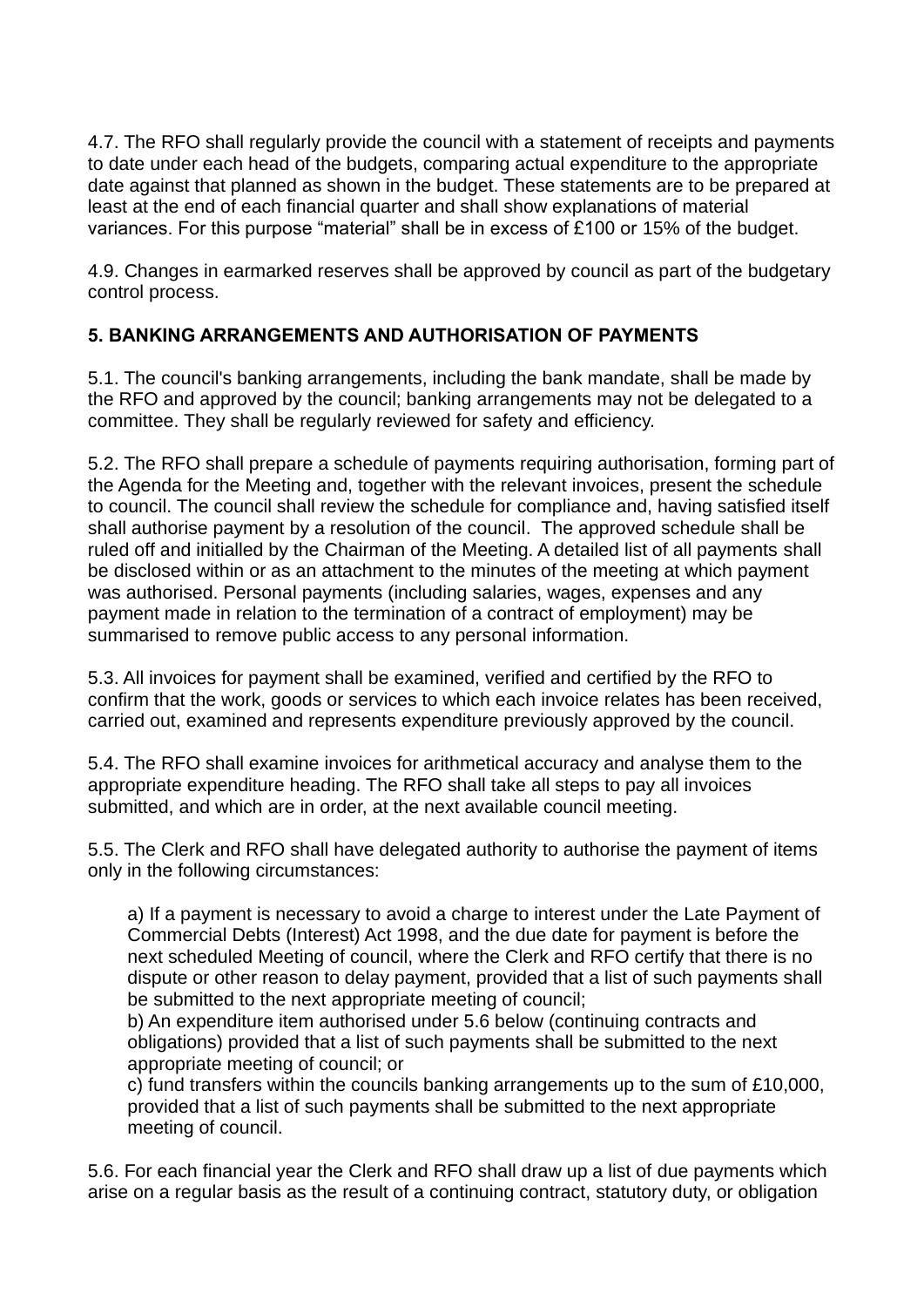4.7. The RFO shall regularly provide the council with a statement of receipts and payments to date under each head of the budgets, comparing actual expenditure to the appropriate date against that planned as shown in the budget. These statements are to be prepared at least at the end of each financial quarter and shall show explanations of material variances. For this purpose "material" shall be in excess of £100 or 15% of the budget.

4.9. Changes in earmarked reserves shall be approved by council as part of the budgetary control process.

### 5. BANKING ARRANGEMENTS AND AUTHORISATION OF PAYMENTS

5.1. The council's banking arrangements, including the bank mandate, shall be made by the RFO and approved by the council; banking arrangements may not be delegated to a committee. They shall be regularly reviewed for safety and efficiency.

5.2. The RFO shall prepare a schedule of payments requiring authorisation, forming part of the Agenda for the Meeting and, together with the relevant invoices, present the schedule to council. The council shall review the schedule for compliance and, having satisfied itself shall authorise payment by a resolution of the council. The approved schedule shall be ruled off and initialled by the Chairman of the Meeting. A detailed list of all payments shall be disclosed within or as an attachment to the minutes of the meeting at which payment was authorised. Personal payments (including salaries, wages, expenses and any payment made in relation to the termination of a contract of employment) may be summarised to remove public access to any personal information.

5.3. All invoices for payment shall be examined, verified and certified by the RFO to confirm that the work, goods or services to which each invoice relates has been received, carried out, examined and represents expenditure previously approved by the council.

5.4. The RFO shall examine invoices for arithmetical accuracy and analyse them to the appropriate expenditure heading. The RFO shall take all steps to pay all invoices submitted, and which are in order, at the next available council meeting.

5.5. The Clerk and RFO shall have delegated authority to authorise the payment of items only in the following circumstances:

a) If a payment is necessary to avoid a charge to interest under the Late Payment of Commercial Debts (Interest) Act 1998, and the due date for payment is before the next scheduled Meeting of council, where the Clerk and RFO certify that there is no dispute or other reason to delay payment, provided that a list of such payments shall be submitted to the next appropriate meeting of council;
b) An expenditure item authorised under 5.6 below (continuing contracts and obligations) provided that a list of such payments shall be submitted to the next appropriate meeting of council; or
c) fund transfers within the councils banking arrangements up to the sum of £10,000, provided that a list of such payments shall be submitted to the next appropriate meeting of council.

5.6. For each financial year the Clerk and RFO shall draw up a list of due payments which arise on a regular basis as the result of a continuing contract, statutory duty, or obligation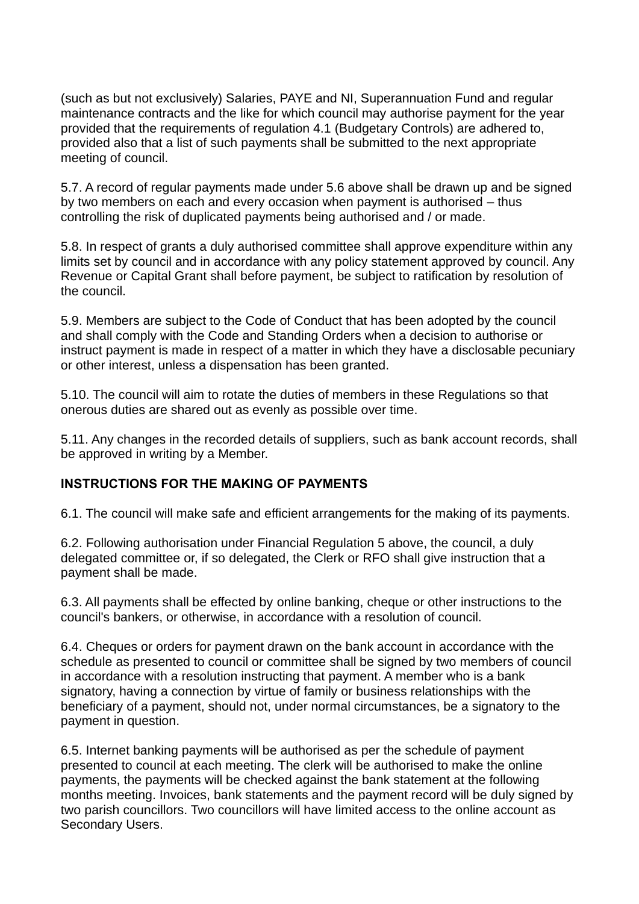(such as but not exclusively) Salaries, PAYE and NI, Superannuation Fund and regular maintenance contracts and the like for which council may authorise payment for the year provided that the requirements of regulation 4.1 (Budgetary Controls) are adhered to, provided also that a list of such payments shall be submitted to the next appropriate meeting of council.

5.7. A record of regular payments made under 5.6 above shall be drawn up and be signed by two members on each and every occasion when payment is authorised – thus controlling the risk of duplicated payments being authorised and / or made.

5.8. In respect of grants a duly authorised committee shall approve expenditure within any limits set by council and in accordance with any policy statement approved by council. Any Revenue or Capital Grant shall before payment, be subject to ratification by resolution of the council.

5.9. Members are subject to the Code of Conduct that has been adopted by the council and shall comply with the Code and Standing Orders when a decision to authorise or instruct payment is made in respect of a matter in which they have a disclosable pecuniary or other interest, unless a dispensation has been granted.

5.10. The council will aim to rotate the duties of members in these Regulations so that onerous duties are shared out as evenly as possible over time.

5.11. Any changes in the recorded details of suppliers, such as bank account records, shall be approved in writing by a Member.

## INSTRUCTIONS FOR THE MAKING OF PAYMENTS

6.1. The council will make safe and efficient arrangements for the making of its payments.

6.2. Following authorisation under Financial Regulation 5 above, the council, a duly delegated committee or, if so delegated, the Clerk or RFO shall give instruction that a payment shall be made.

6.3. All payments shall be effected by online banking, cheque or other instructions to the council's bankers, or otherwise, in accordance with a resolution of council.

6.4. Cheques or orders for payment drawn on the bank account in accordance with the schedule as presented to council or committee shall be signed by two members of council in accordance with a resolution instructing that payment. A member who is a bank signatory, having a connection by virtue of family or business relationships with the beneficiary of a payment, should not, under normal circumstances, be a signatory to the payment in question.

6.5. Internet banking payments will be authorised as per the schedule of payment presented to council at each meeting. The clerk will be authorised to make the online payments, the payments will be checked against the bank statement at the following months meeting. Invoices, bank statements and the payment record will be duly signed by two parish councillors. Two councillors will have limited access to the online account as Secondary Users.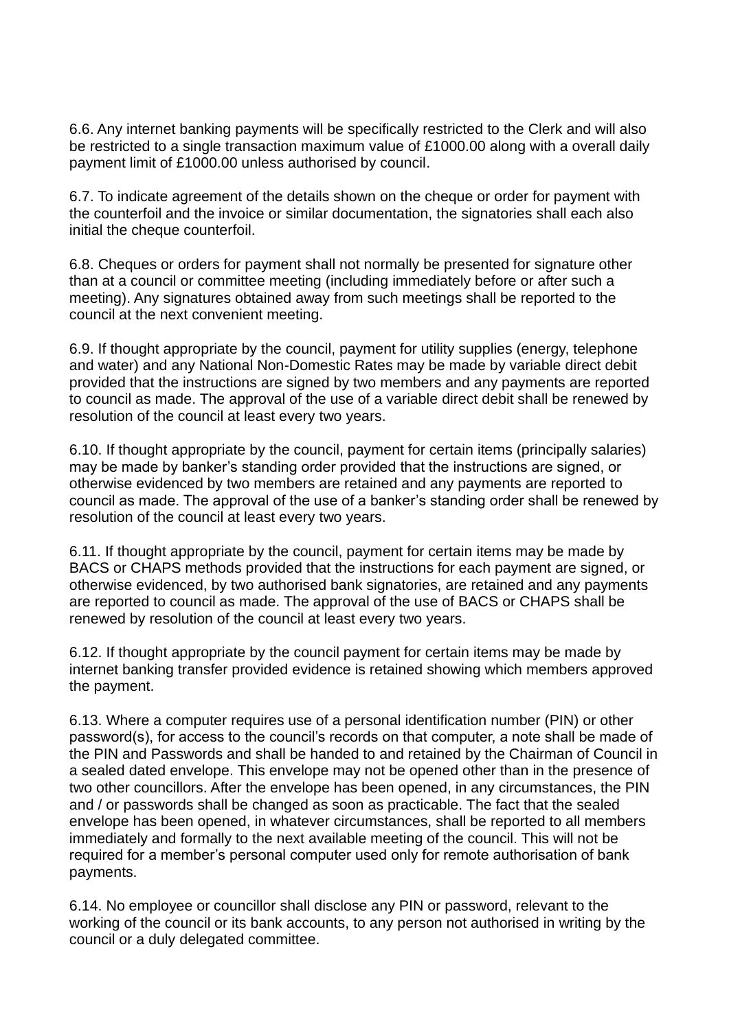6.6. Any internet banking payments will be specifically restricted to the Clerk and will also be restricted to a single transaction maximum value of £1000.00 along with a overall daily payment limit of £1000.00 unless authorised by council.

6.7. To indicate agreement of the details shown on the cheque or order for payment with the counterfoil and the invoice or similar documentation, the signatories shall each also initial the cheque counterfoil.

6.8. Cheques or orders for payment shall not normally be presented for signature other than at a council or committee meeting (including immediately before or after such a meeting). Any signatures obtained away from such meetings shall be reported to the council at the next convenient meeting.

6.9. If thought appropriate by the council, payment for utility supplies (energy, telephone and water) and any National Non-Domestic Rates may be made by variable direct debit provided that the instructions are signed by two members and any payments are reported to council as made. The approval of the use of a variable direct debit shall be renewed by resolution of the council at least every two years.

6.10. If thought appropriate by the council, payment for certain items (principally salaries) may be made by banker's standing order provided that the instructions are signed, or otherwise evidenced by two members are retained and any payments are reported to council as made. The approval of the use of a banker's standing order shall be renewed by resolution of the council at least every two years.

6.11. If thought appropriate by the council, payment for certain items may be made by BACS or CHAPS methods provided that the instructions for each payment are signed, or otherwise evidenced, by two authorised bank signatories, are retained and any payments are reported to council as made. The approval of the use of BACS or CHAPS shall be renewed by resolution of the council at least every two years.

6.12. If thought appropriate by the council payment for certain items may be made by internet banking transfer provided evidence is retained showing which members approved the payment.

6.13. Where a computer requires use of a personal identification number (PIN) or other password(s), for access to the council's records on that computer, a note shall be made of the PIN and Passwords and shall be handed to and retained by the Chairman of Council in a sealed dated envelope. This envelope may not be opened other than in the presence of two other councillors. After the envelope has been opened, in any circumstances, the PIN and / or passwords shall be changed as soon as practicable. The fact that the sealed envelope has been opened, in whatever circumstances, shall be reported to all members immediately and formally to the next available meeting of the council. This will not be required for a member's personal computer used only for remote authorisation of bank payments.

6.14. No employee or councillor shall disclose any PIN or password, relevant to the working of the council or its bank accounts, to any person not authorised in writing by the council or a duly delegated committee.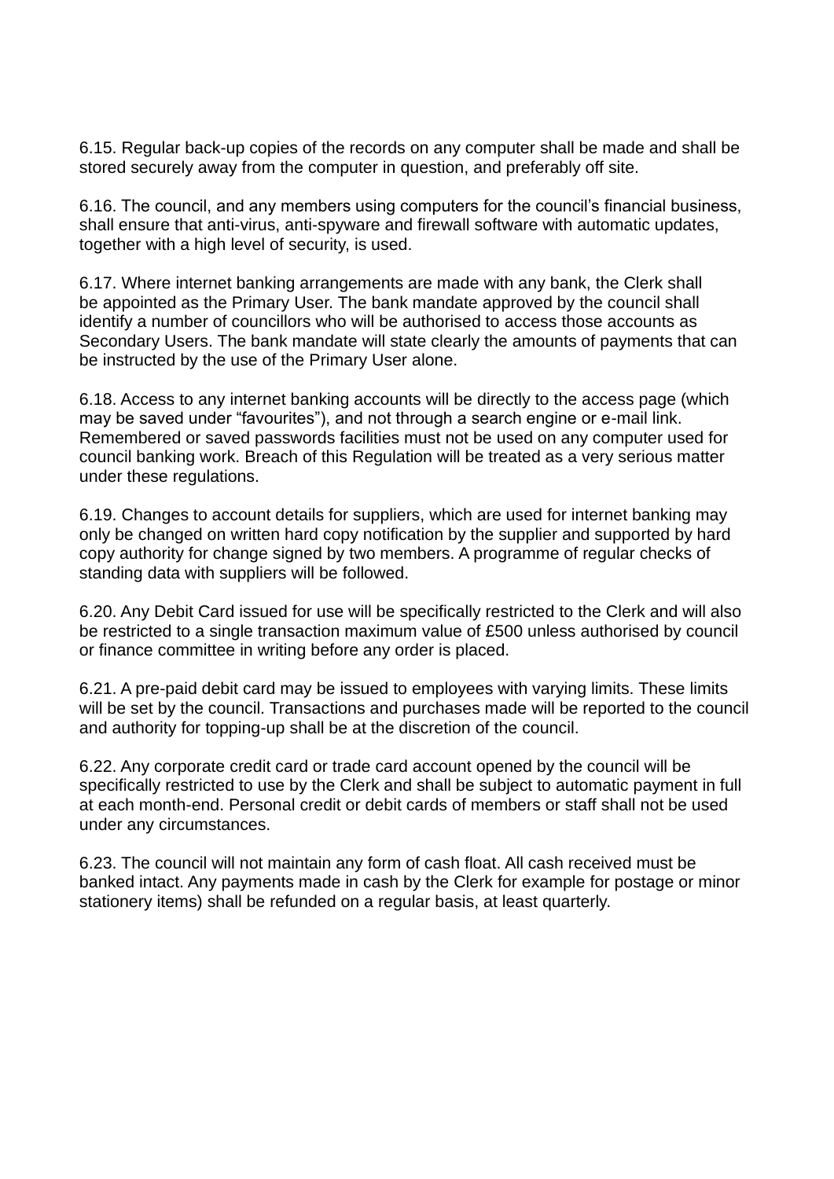6.15. Regular back-up copies of the records on any computer shall be made and shall be stored securely away from the computer in question, and preferably off site.

6.16. The council, and any members using computers for the council's financial business, shall ensure that anti-virus, anti-spyware and firewall software with automatic updates, together with a high level of security, is used.

6.17. Where internet banking arrangements are made with any bank, the Clerk shall be appointed as the Primary User. The bank mandate approved by the council shall identify a number of councillors who will be authorised to access those accounts as Secondary Users. The bank mandate will state clearly the amounts of payments that can be instructed by the use of the Primary User alone.

6.18. Access to any internet banking accounts will be directly to the access page (which may be saved under "favourites"), and not through a search engine or e-mail link. Remembered or saved passwords facilities must not be used on any computer used for council banking work. Breach of this Regulation will be treated as a very serious matter under these regulations.

6.19. Changes to account details for suppliers, which are used for internet banking may only be changed on written hard copy notification by the supplier and supported by hard copy authority for change signed by two members. A programme of regular checks of standing data with suppliers will be followed.

6.20. Any Debit Card issued for use will be specifically restricted to the Clerk and will also be restricted to a single transaction maximum value of £500 unless authorised by council or finance committee in writing before any order is placed.

6.21. A pre-paid debit card may be issued to employees with varying limits. These limits will be set by the council. Transactions and purchases made will be reported to the council and authority for topping-up shall be at the discretion of the council.

6.22. Any corporate credit card or trade card account opened by the council will be specifically restricted to use by the Clerk and shall be subject to automatic payment in full at each month-end. Personal credit or debit cards of members or staff shall not be used under any circumstances.

6.23. The council will not maintain any form of cash float. All cash received must be banked intact. Any payments made in cash by the Clerk for example for postage or minor stationery items) shall be refunded on a regular basis, at least quarterly.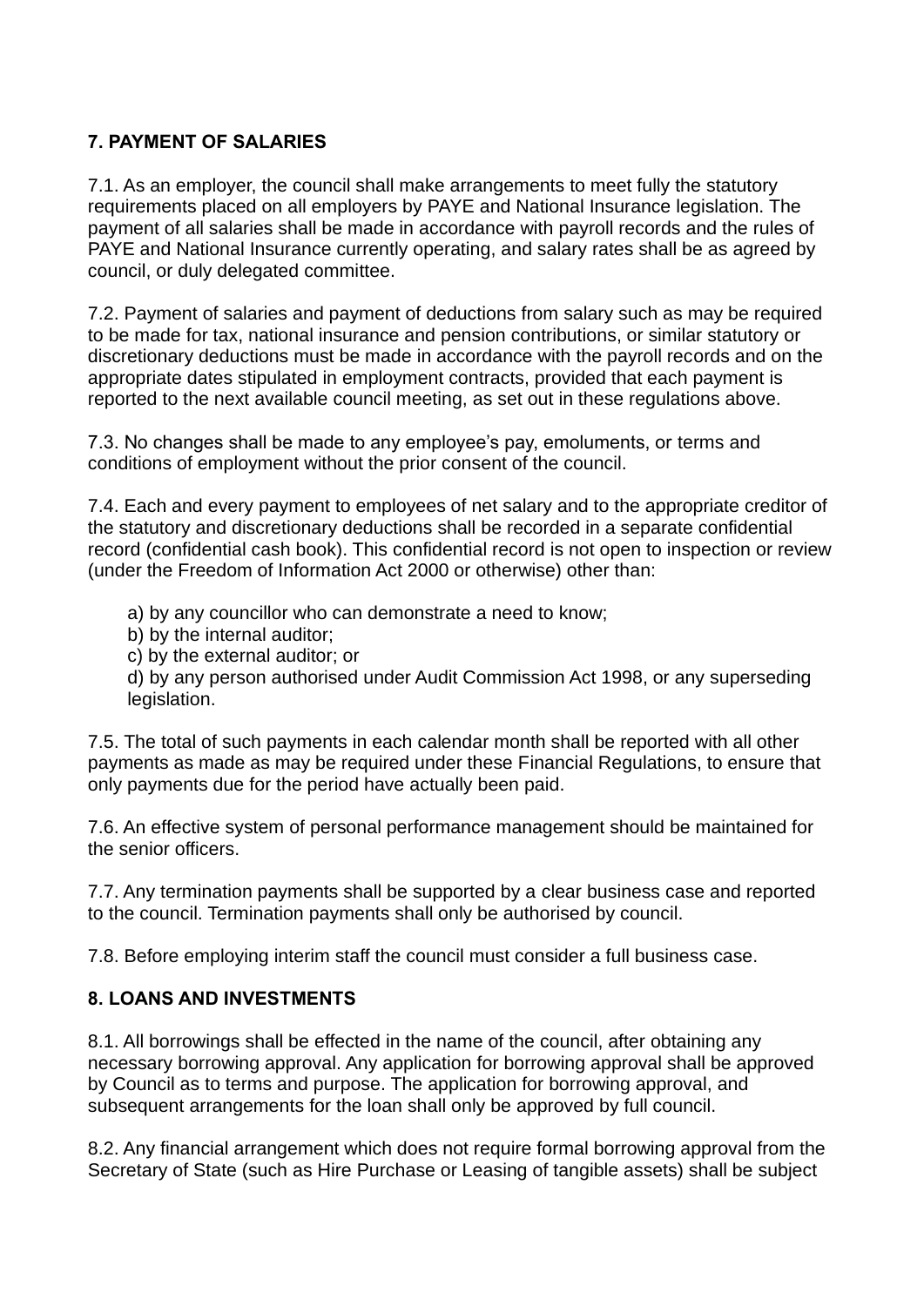## 7. PAYMENT OF SALARIES

7.1. As an employer, the council shall make arrangements to meet fully the statutory requirements placed on all employers by PAYE and National Insurance legislation. The payment of all salaries shall be made in accordance with payroll records and the rules of PAYE and National Insurance currently operating, and salary rates shall be as agreed by council, or duly delegated committee.

7.2. Payment of salaries and payment of deductions from salary such as may be required to be made for tax, national insurance and pension contributions, or similar statutory or discretionary deductions must be made in accordance with the payroll records and on the appropriate dates stipulated in employment contracts, provided that each payment is reported to the next available council meeting, as set out in these regulations above.

7.3. No changes shall be made to any employee's pay, emoluments, or terms and conditions of employment without the prior consent of the council.

7.4. Each and every payment to employees of net salary and to the appropriate creditor of the statutory and discretionary deductions shall be recorded in a separate confidential record (confidential cash book). This confidential record is not open to inspection or review (under the Freedom of Information Act 2000 or otherwise) other than:

a) by any councillor who can demonstrate a need to know;
b) by the internal auditor;
c) by the external auditor; or
d) by any person authorised under Audit Commission Act 1998, or any superseding legislation.

7.5. The total of such payments in each calendar month shall be reported with all other payments as made as may be required under these Financial Regulations, to ensure that only payments due for the period have actually been paid.

7.6. An effective system of personal performance management should be maintained for the senior officers.

7.7. Any termination payments shall be supported by a clear business case and reported to the council. Termination payments shall only be authorised by council.

7.8. Before employing interim staff the council must consider a full business case.

## 8. LOANS AND INVESTMENTS

8.1. All borrowings shall be effected in the name of the council, after obtaining any necessary borrowing approval. Any application for borrowing approval shall be approved by Council as to terms and purpose. The application for borrowing approval, and subsequent arrangements for the loan shall only be approved by full council.

8.2. Any financial arrangement which does not require formal borrowing approval from the Secretary of State (such as Hire Purchase or Leasing of tangible assets) shall be subject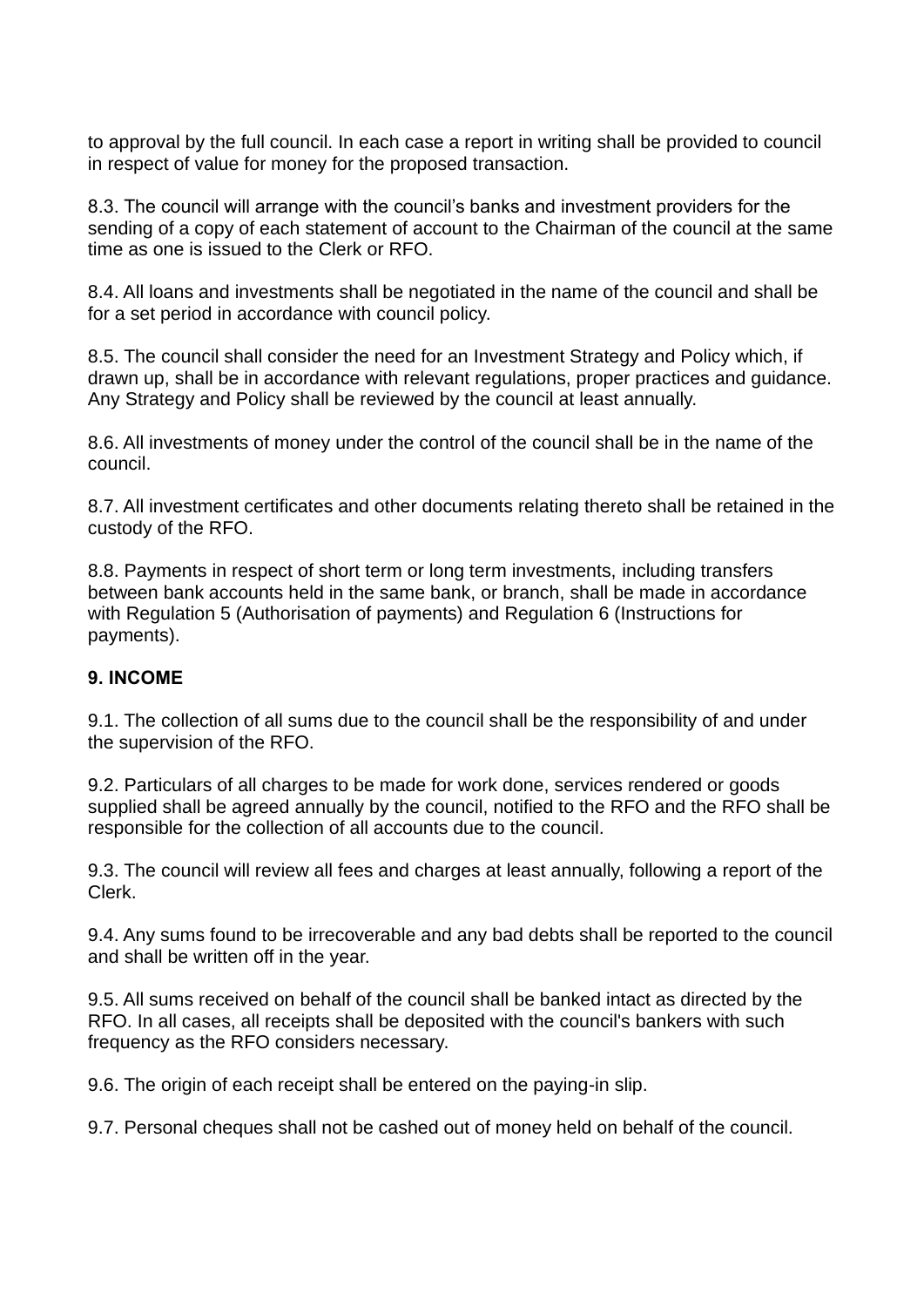to approval by the full council. In each case a report in writing shall be provided to council in respect of value for money for the proposed transaction.

8.3. The council will arrange with the council's banks and investment providers for the sending of a copy of each statement of account to the Chairman of the council at the same time as one is issued to the Clerk or RFO.

8.4. All loans and investments shall be negotiated in the name of the council and shall be for a set period in accordance with council policy.

8.5. The council shall consider the need for an Investment Strategy and Policy which, if drawn up, shall be in accordance with relevant regulations, proper practices and guidance. Any Strategy and Policy shall be reviewed by the council at least annually.

8.6. All investments of money under the control of the council shall be in the name of the council.

8.7. All investment certificates and other documents relating thereto shall be retained in the custody of the RFO.

8.8. Payments in respect of short term or long term investments, including transfers between bank accounts held in the same bank, or branch, shall be made in accordance with Regulation 5 (Authorisation of payments) and Regulation 6 (Instructions for payments).

**9. INCOME**

9.1. The collection of all sums due to the council shall be the responsibility of and under the supervision of the RFO.

9.2. Particulars of all charges to be made for work done, services rendered or goods supplied shall be agreed annually by the council, notified to the RFO and the RFO shall be responsible for the collection of all accounts due to the council.

9.3. The council will review all fees and charges at least annually, following a report of the Clerk.

9.4. Any sums found to be irrecoverable and any bad debts shall be reported to the council and shall be written off in the year.

9.5. All sums received on behalf of the council shall be banked intact as directed by the RFO. In all cases, all receipts shall be deposited with the council's bankers with such frequency as the RFO considers necessary.

9.6. The origin of each receipt shall be entered on the paying-in slip.

9.7. Personal cheques shall not be cashed out of money held on behalf of the council.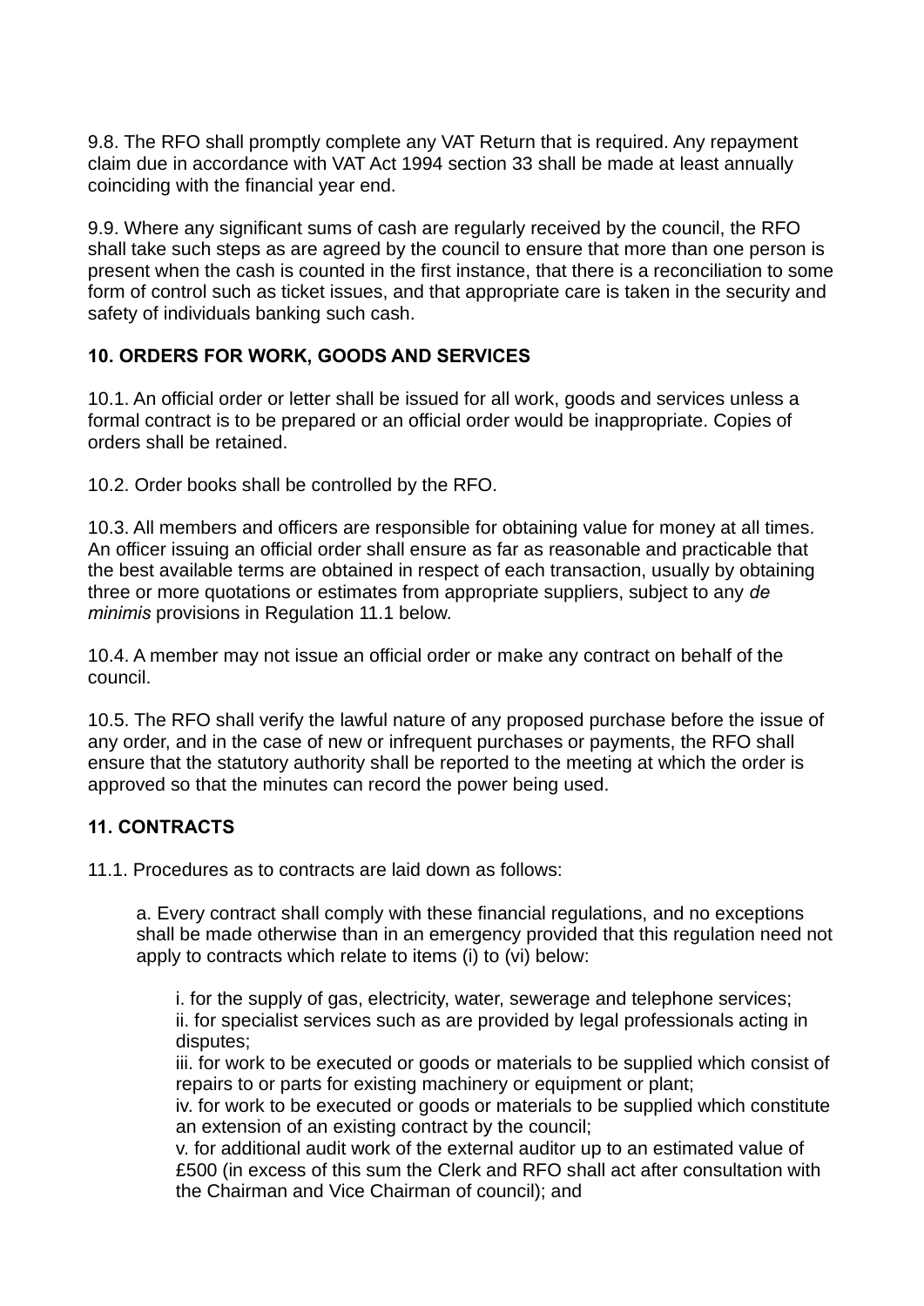9.8. The RFO shall promptly complete any VAT Return that is required. Any repayment claim due in accordance with VAT Act 1994 section 33 shall be made at least annually coinciding with the financial year end.

9.9. Where any significant sums of cash are regularly received by the council, the RFO shall take such steps as are agreed by the council to ensure that more than one person is present when the cash is counted in the first instance, that there is a reconciliation to some form of control such as ticket issues, and that appropriate care is taken in the security and safety of individuals banking such cash.

## 10. ORDERS FOR WORK, GOODS AND SERVICES

10.1. An official order or letter shall be issued for all work, goods and services unless a formal contract is to be prepared or an official order would be inappropriate. Copies of orders shall be retained.

10.2. Order books shall be controlled by the RFO.

10.3. All members and officers are responsible for obtaining value for money at all times. An officer issuing an official order shall ensure as far as reasonable and practicable that the best available terms are obtained in respect of each transaction, usually by obtaining three or more quotations or estimates from appropriate suppliers, subject to any *de minimis* provisions in Regulation 11.1 below.

10.4. A member may not issue an official order or make any contract on behalf of the council.

10.5. The RFO shall verify the lawful nature of any proposed purchase before the issue of any order, and in the case of new or infrequent purchases or payments, the RFO shall ensure that the statutory authority shall be reported to the meeting at which the order is approved so that the minutes can record the power being used.

## 11. CONTRACTS

11.1. Procedures as to contracts are laid down as follows:

a. Every contract shall comply with these financial regulations, and no exceptions shall be made otherwise than in an emergency provided that this regulation need not apply to contracts which relate to items (i) to (vi) below:

i. for the supply of gas, electricity, water, sewerage and telephone services;
ii. for specialist services such as are provided by legal professionals acting in disputes;
iii. for work to be executed or goods or materials to be supplied which consist of repairs to or parts for existing machinery or equipment or plant;
iv. for work to be executed or goods or materials to be supplied which constitute an extension of an existing contract by the council;
v. for additional audit work of the external auditor up to an estimated value of £500 (in excess of this sum the Clerk and RFO shall act after consultation with the Chairman and Vice Chairman of council); and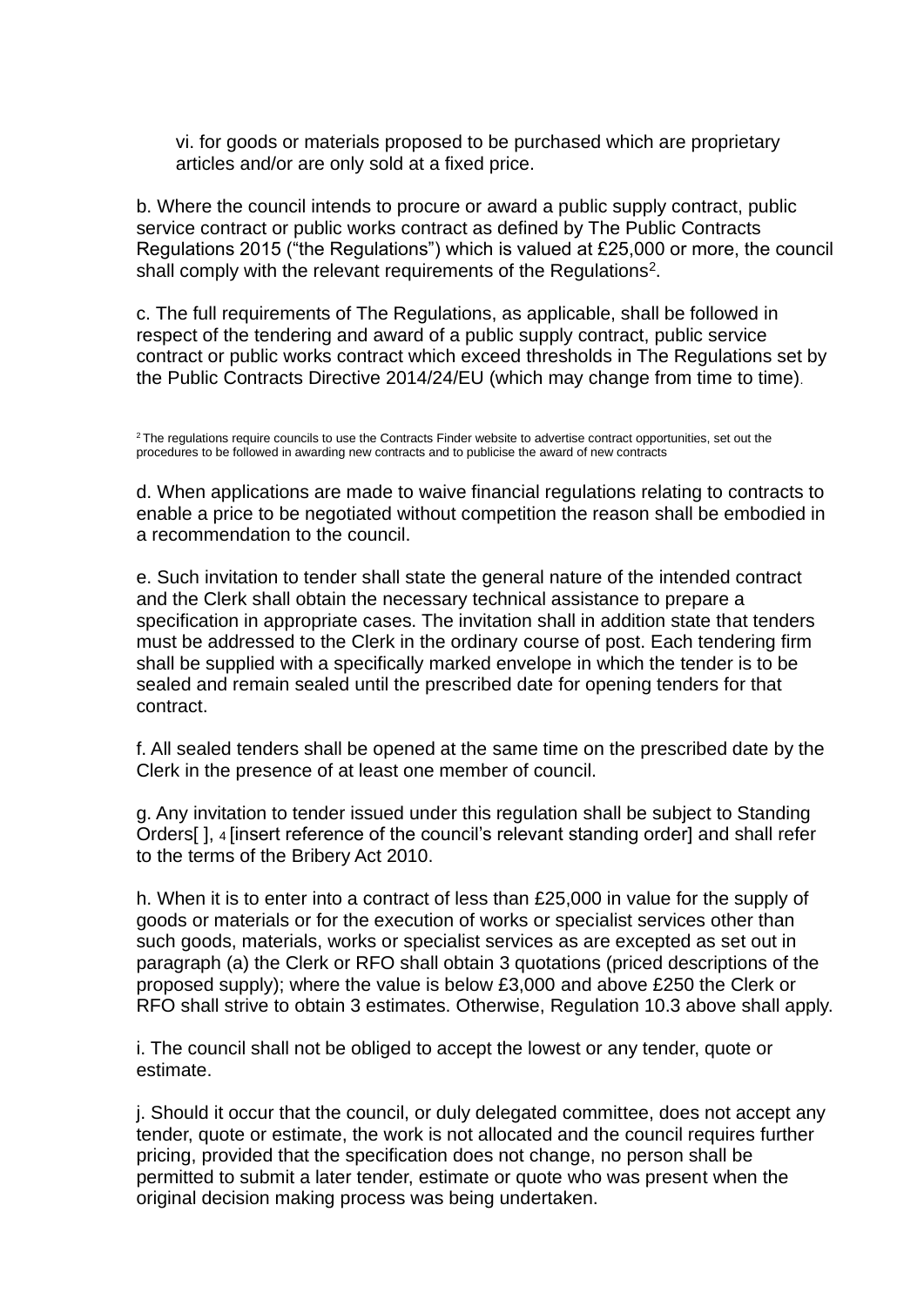vi. for goods or materials proposed to be purchased which are proprietary articles and/or are only sold at a fixed price.

b. Where the council intends to procure or award a public supply contract, public service contract or public works contract as defined by The Public Contracts Regulations 2015 ("the Regulations") which is valued at £25,000 or more, the council shall comply with the relevant requirements of the Regulations[2].

c. The full requirements of The Regulations, as applicable, shall be followed in respect of the tendering and award of a public supply contract, public service contract or public works contract which exceed thresholds in The Regulations set by the Public Contracts Directive 2014/24/EU (which may change from time to time).

[2] The regulations require councils to use the Contracts Finder website to advertise contract opportunities, set out the procedures to be followed in awarding new contracts and to publicise the award of new contracts

d. When applications are made to waive financial regulations relating to contracts to enable a price to be negotiated without competition the reason shall be embodied in a recommendation to the council.

e. Such invitation to tender shall state the general nature of the intended contract and the Clerk shall obtain the necessary technical assistance to prepare a specification in appropriate cases. The invitation shall in addition state that tenders must be addressed to the Clerk in the ordinary course of post. Each tendering firm shall be supplied with a specifically marked envelope in which the tender is to be sealed and remain sealed until the prescribed date for opening tenders for that contract.

f. All sealed tenders shall be opened at the same time on the prescribed date by the Clerk in the presence of at least one member of council.

g. Any invitation to tender issued under this regulation shall be subject to Standing Orders[ ], [4] [insert reference of the council's relevant standing order] and shall refer to the terms of the Bribery Act 2010.

h. When it is to enter into a contract of less than £25,000 in value for the supply of goods or materials or for the execution of works or specialist services other than such goods, materials, works or specialist services as are excepted as set out in paragraph (a) the Clerk or RFO shall obtain 3 quotations (priced descriptions of the proposed supply); where the value is below £3,000 and above £250 the Clerk or RFO shall strive to obtain 3 estimates. Otherwise, Regulation 10.3 above shall apply.

i. The council shall not be obliged to accept the lowest or any tender, quote or estimate.

j. Should it occur that the council, or duly delegated committee, does not accept any tender, quote or estimate, the work is not allocated and the council requires further pricing, provided that the specification does not change, no person shall be permitted to submit a later tender, estimate or quote who was present when the original decision making process was being undertaken.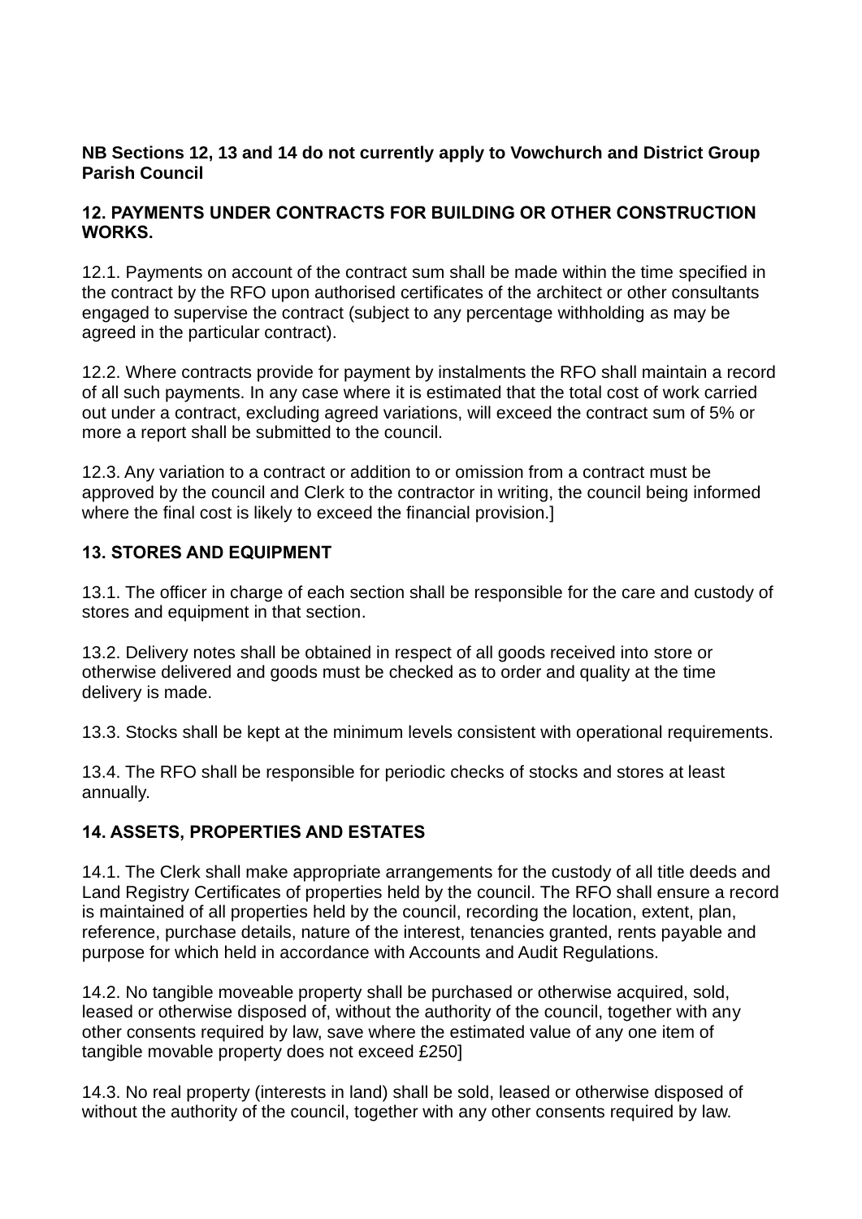**NB Sections 12, 13 and 14 do not currently apply to Vowchurch and District Group Parish Council**

## 12. PAYMENTS UNDER CONTRACTS FOR BUILDING OR OTHER CONSTRUCTION WORKS.

12.1. Payments on account of the contract sum shall be made within the time specified in the contract by the RFO upon authorised certificates of the architect or other consultants engaged to supervise the contract (subject to any percentage withholding as may be agreed in the particular contract).

12.2. Where contracts provide for payment by instalments the RFO shall maintain a record of all such payments. In any case where it is estimated that the total cost of work carried out under a contract, excluding agreed variations, will exceed the contract sum of 5% or more a report shall be submitted to the council.

12.3. Any variation to a contract or addition to or omission from a contract must be approved by the council and Clerk to the contractor in writing, the council being informed where the final cost is likely to exceed the financial provision.]

## 13. STORES AND EQUIPMENT

13.1. The officer in charge of each section shall be responsible for the care and custody of stores and equipment in that section.

13.2. Delivery notes shall be obtained in respect of all goods received into store or otherwise delivered and goods must be checked as to order and quality at the time delivery is made.

13.3. Stocks shall be kept at the minimum levels consistent with operational requirements.

13.4. The RFO shall be responsible for periodic checks of stocks and stores at least annually.

## 14. ASSETS, PROPERTIES AND ESTATES

14.1. The Clerk shall make appropriate arrangements for the custody of all title deeds and Land Registry Certificates of properties held by the council. The RFO shall ensure a record is maintained of all properties held by the council, recording the location, extent, plan, reference, purchase details, nature of the interest, tenancies granted, rents payable and purpose for which held in accordance with Accounts and Audit Regulations.

14.2. No tangible moveable property shall be purchased or otherwise acquired, sold, leased or otherwise disposed of, without the authority of the council, together with any other consents required by law, save where the estimated value of any one item of tangible movable property does not exceed £250]

14.3. No real property (interests in land) shall be sold, leased or otherwise disposed of without the authority of the council, together with any other consents required by law.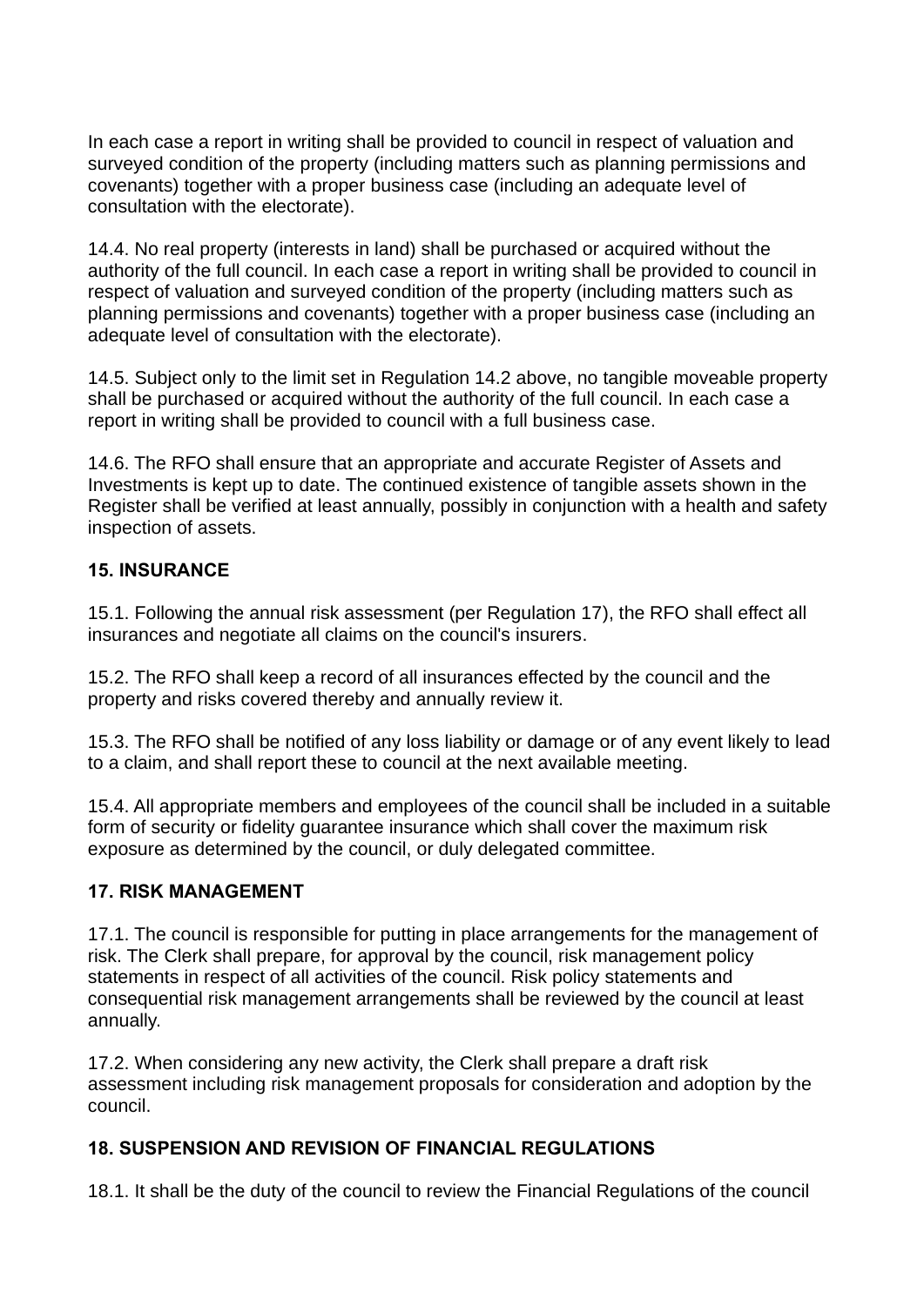In each case a report in writing shall be provided to council in respect of valuation and surveyed condition of the property (including matters such as planning permissions and covenants) together with a proper business case (including an adequate level of consultation with the electorate).

14.4. No real property (interests in land) shall be purchased or acquired without the authority of the full council. In each case a report in writing shall be provided to council in respect of valuation and surveyed condition of the property (including matters such as planning permissions and covenants) together with a proper business case (including an adequate level of consultation with the electorate).

14.5. Subject only to the limit set in Regulation 14.2 above, no tangible moveable property shall be purchased or acquired without the authority of the full council. In each case a report in writing shall be provided to council with a full business case.

14.6. The RFO shall ensure that an appropriate and accurate Register of Assets and Investments is kept up to date. The continued existence of tangible assets shown in the Register shall be verified at least annually, possibly in conjunction with a health and safety inspection of assets.

### 15. INSURANCE

15.1. Following the annual risk assessment (per Regulation 17), the RFO shall effect all insurances and negotiate all claims on the council's insurers.

15.2. The RFO shall keep a record of all insurances effected by the council and the property and risks covered thereby and annually review it.

15.3. The RFO shall be notified of any loss liability or damage or of any event likely to lead to a claim, and shall report these to council at the next available meeting.

15.4. All appropriate members and employees of the council shall be included in a suitable form of security or fidelity guarantee insurance which shall cover the maximum risk exposure as determined by the council, or duly delegated committee.

### 17. RISK MANAGEMENT

17.1. The council is responsible for putting in place arrangements for the management of risk. The Clerk shall prepare, for approval by the council, risk management policy statements in respect of all activities of the council. Risk policy statements and consequential risk management arrangements shall be reviewed by the council at least annually.

17.2. When considering any new activity, the Clerk shall prepare a draft risk assessment including risk management proposals for consideration and adoption by the council.

### 18. SUSPENSION AND REVISION OF FINANCIAL REGULATIONS

18.1. It shall be the duty of the council to review the Financial Regulations of the council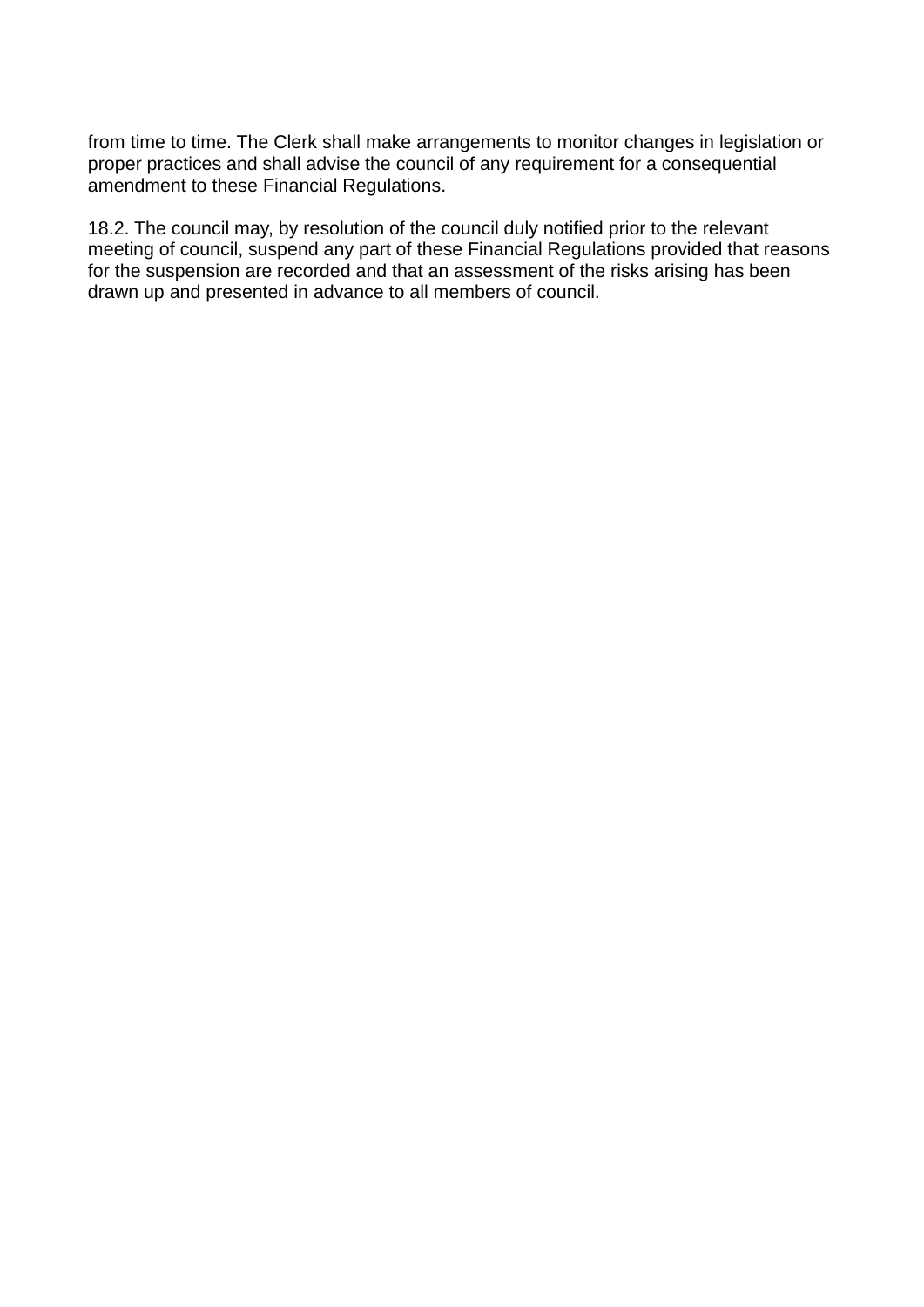from time to time. The Clerk shall make arrangements to monitor changes in legislation or proper practices and shall advise the council of any requirement for a consequential amendment to these Financial Regulations.

18.2. The council may, by resolution of the council duly notified prior to the relevant meeting of council, suspend any part of these Financial Regulations provided that reasons for the suspension are recorded and that an assessment of the risks arising has been drawn up and presented in advance to all members of council.